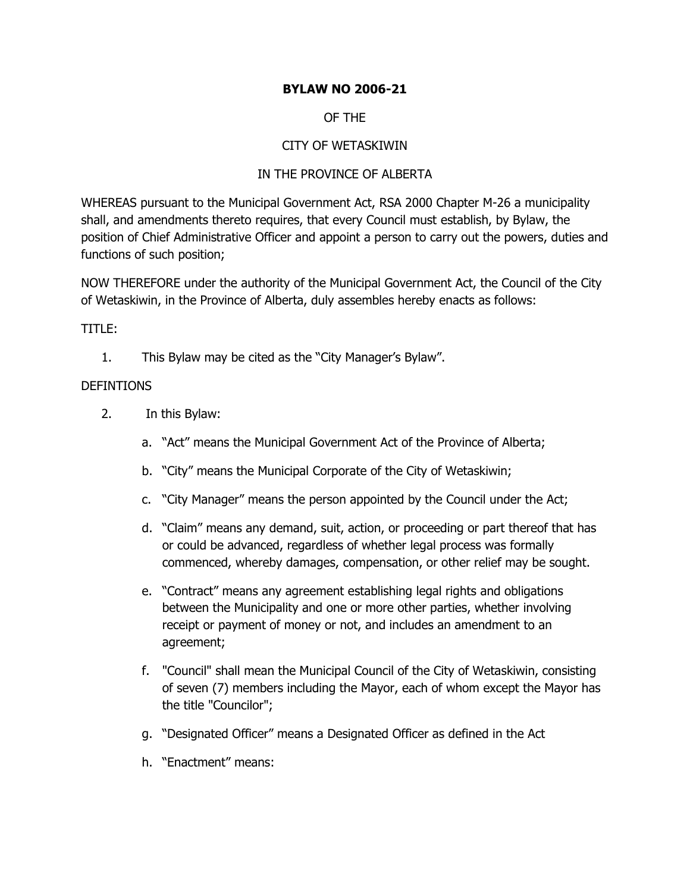**BYLAW NO 2006-21**

OF THE

CITY OF WETASKIWIN

IN THE PROVINCE OF ALBERTA

WHEREAS pursuant to the Municipal Government Act, RSA 2000 Chapter M-26 a municipality shall, and amendments thereto requires, that every Council must establish, by Bylaw, the position of Chief Administrative Officer and appoint a person to carry out the powers, duties and functions of such position;

NOW THEREFORE under the authority of the Municipal Government Act, the Council of the City of Wetaskiwin, in the Province of Alberta, duly assembles hereby enacts as follows:

TITLE:

1. This Bylaw may be cited as the "City Manager's Bylaw".

DEFINTIONS

2. In this Bylaw:

   a. "Act" means the Municipal Government Act of the Province of Alberta;

   b. "City" means the Municipal Corporate of the City of Wetaskiwin;

   c. "City Manager" means the person appointed by the Council under the Act;

   d. "Claim" means any demand, suit, action, or proceeding or part thereof that has or could be advanced, regardless of whether legal process was formally commenced, whereby damages, compensation, or other relief may be sought.

   e. "Contract" means any agreement establishing legal rights and obligations between the Municipality and one or more other parties, whether involving receipt or payment of money or not, and includes an amendment to an agreement;

   f. "Council" shall mean the Municipal Council of the City of Wetaskiwin, consisting of seven (7) members including the Mayor, each of whom except the Mayor has the title "Councilor";

   g. "Designated Officer" means a Designated Officer as defined in the Act

   h. "Enactment" means: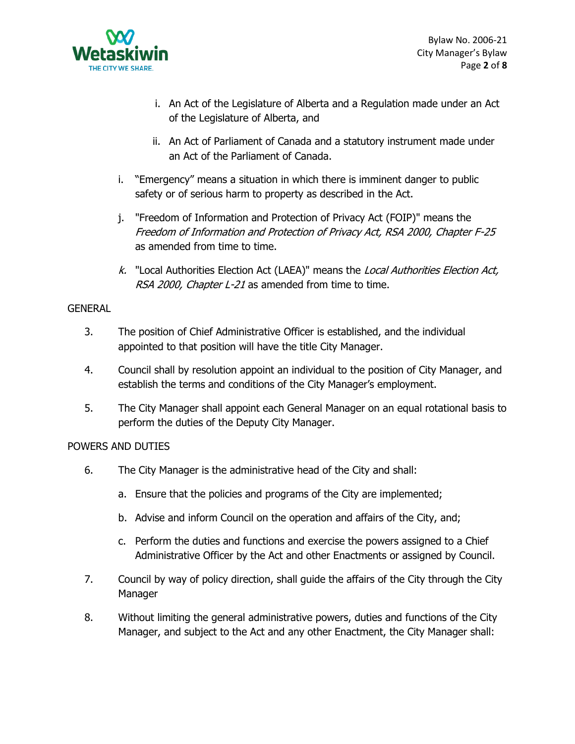i. An Act of the Legislature of Alberta and a Regulation made under an Act of the Legislature of Alberta, and

ii. An Act of Parliament of Canada and a statutory instrument made under an Act of the Parliament of Canada.

i. "Emergency" means a situation in which there is imminent danger to public safety or of serious harm to property as described in the Act.

j. "Freedom of Information and Protection of Privacy Act (FOIP)" means the *Freedom of Information and Protection of Privacy Act, RSA 2000, Chapter F-25* as amended from time to time.

*k.* "Local Authorities Election Act (LAEA)" means the *Local Authorities Election Act, RSA 2000, Chapter L-21* as amended from time to time.

GENERAL

3. The position of Chief Administrative Officer is established, and the individual appointed to that position will have the title City Manager.

4. Council shall by resolution appoint an individual to the position of City Manager, and establish the terms and conditions of the City Manager's employment.

5. The City Manager shall appoint each General Manager on an equal rotational basis to perform the duties of the Deputy City Manager.

POWERS AND DUTIES

6. The City Manager is the administrative head of the City and shall:

   a. Ensure that the policies and programs of the City are implemented;

   b. Advise and inform Council on the operation and affairs of the City, and;

   c. Perform the duties and functions and exercise the powers assigned to a Chief Administrative Officer by the Act and other Enactments or assigned by Council.

7. Council by way of policy direction, shall guide the affairs of the City through the City Manager

8. Without limiting the general administrative powers, duties and functions of the City Manager, and subject to the Act and any other Enactment, the City Manager shall: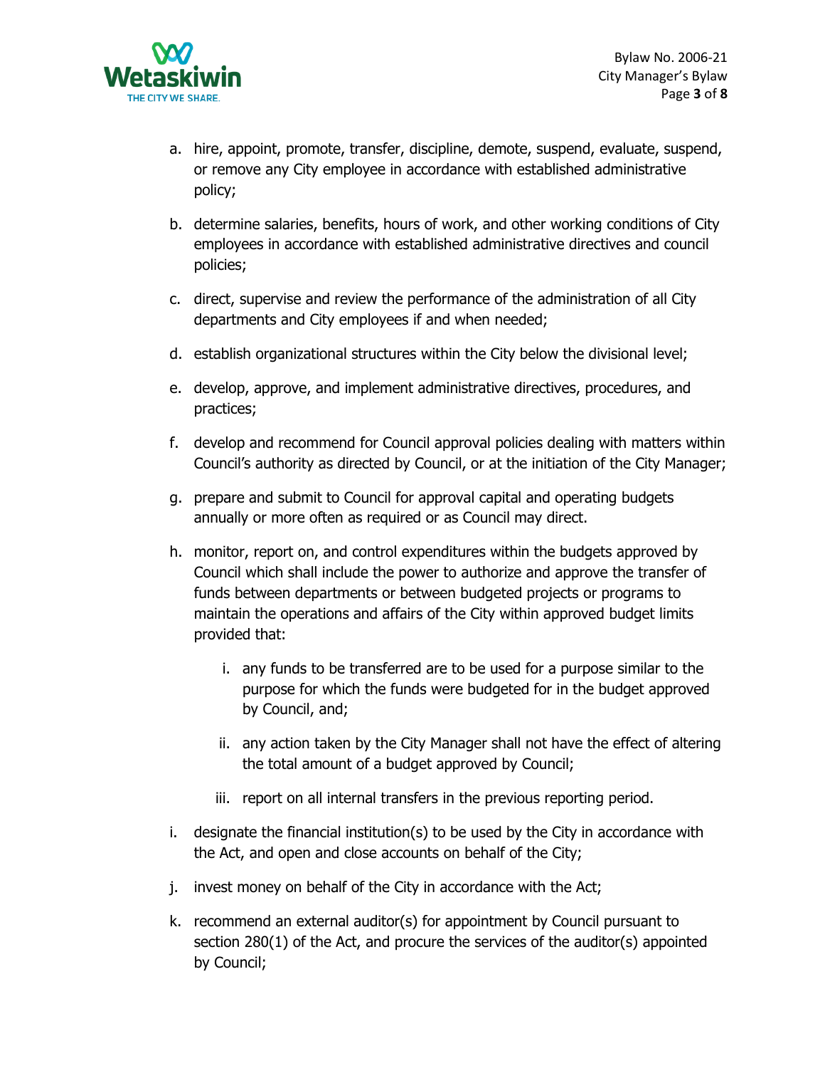a. hire, appoint, promote, transfer, discipline, demote, suspend, evaluate, suspend, or remove any City employee in accordance with established administrative policy;

b. determine salaries, benefits, hours of work, and other working conditions of City employees in accordance with established administrative directives and council policies;

c. direct, supervise and review the performance of the administration of all City departments and City employees if and when needed;

d. establish organizational structures within the City below the divisional level;

e. develop, approve, and implement administrative directives, procedures, and practices;

f. develop and recommend for Council approval policies dealing with matters within Council's authority as directed by Council, or at the initiation of the City Manager;

g. prepare and submit to Council for approval capital and operating budgets annually or more often as required or as Council may direct.

h. monitor, report on, and control expenditures within the budgets approved by Council which shall include the power to authorize and approve the transfer of funds between departments or between budgeted projects or programs to maintain the operations and affairs of the City within approved budget limits provided that:

    i. any funds to be transferred are to be used for a purpose similar to the purpose for which the funds were budgeted for in the budget approved by Council, and;

    ii. any action taken by the City Manager shall not have the effect of altering the total amount of a budget approved by Council;

    iii. report on all internal transfers in the previous reporting period.

i. designate the financial institution(s) to be used by the City in accordance with the Act, and open and close accounts on behalf of the City;

j. invest money on behalf of the City in accordance with the Act;

k. recommend an external auditor(s) for appointment by Council pursuant to section 280(1) of the Act, and procure the services of the auditor(s) appointed by Council;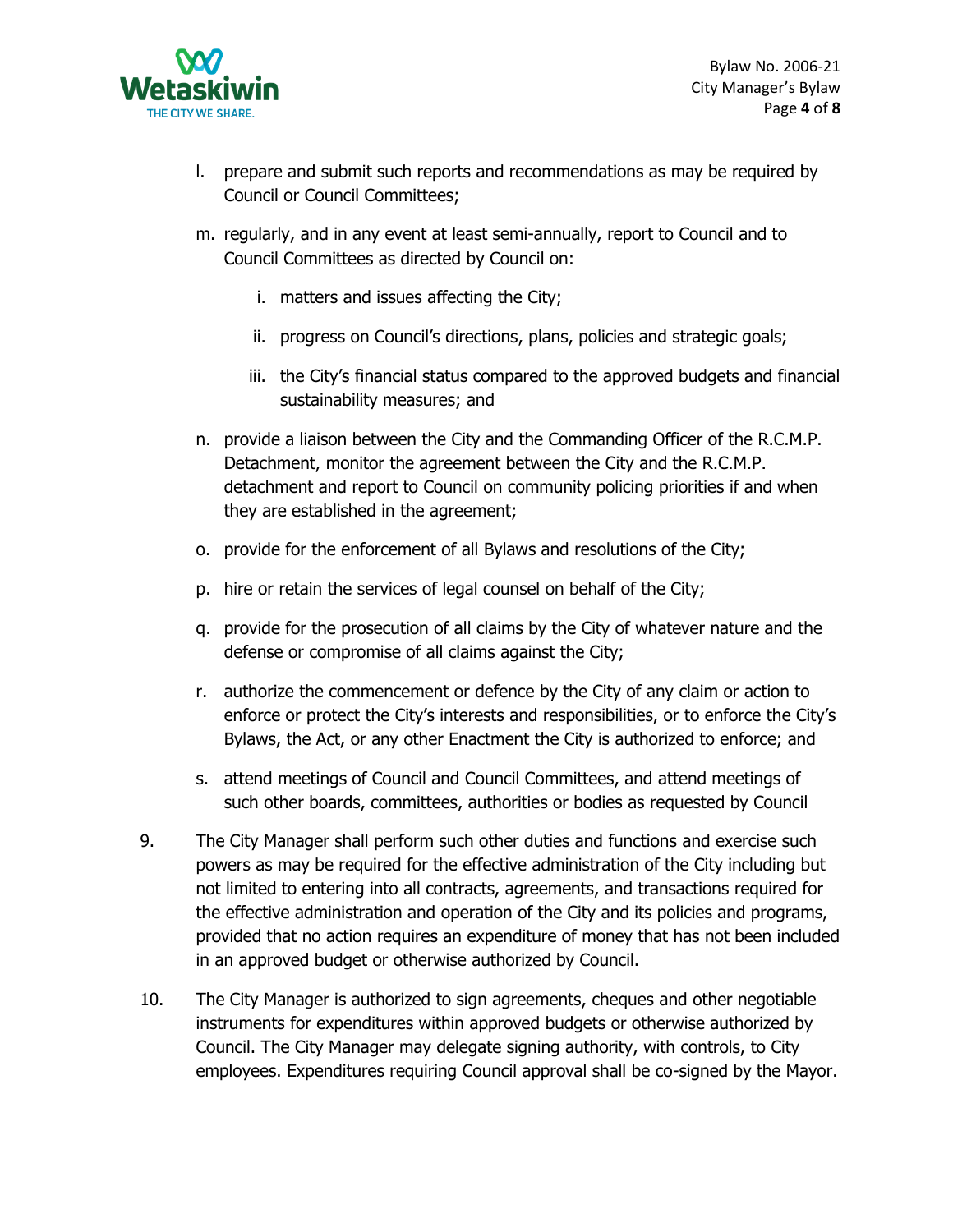l. prepare and submit such reports and recommendations as may be required by Council or Council Committees;

m. regularly, and in any event at least semi-annually, report to Council and to Council Committees as directed by Council on:

   i. matters and issues affecting the City;

   ii. progress on Council's directions, plans, policies and strategic goals;

   iii. the City's financial status compared to the approved budgets and financial sustainability measures; and

n. provide a liaison between the City and the Commanding Officer of the R.C.M.P. Detachment, monitor the agreement between the City and the R.C.M.P. detachment and report to Council on community policing priorities if and when they are established in the agreement;

o. provide for the enforcement of all Bylaws and resolutions of the City;

p. hire or retain the services of legal counsel on behalf of the City;

q. provide for the prosecution of all claims by the City of whatever nature and the defense or compromise of all claims against the City;

r. authorize the commencement or defence by the City of any claim or action to enforce or protect the City's interests and responsibilities, or to enforce the City's Bylaws, the Act, or any other Enactment the City is authorized to enforce; and

s. attend meetings of Council and Council Committees, and attend meetings of such other boards, committees, authorities or bodies as requested by Council

9. The City Manager shall perform such other duties and functions and exercise such powers as may be required for the effective administration of the City including but not limited to entering into all contracts, agreements, and transactions required for the effective administration and operation of the City and its policies and programs, provided that no action requires an expenditure of money that has not been included in an approved budget or otherwise authorized by Council.

10. The City Manager is authorized to sign agreements, cheques and other negotiable instruments for expenditures within approved budgets or otherwise authorized by Council. The City Manager may delegate signing authority, with controls, to City employees. Expenditures requiring Council approval shall be co-signed by the Mayor.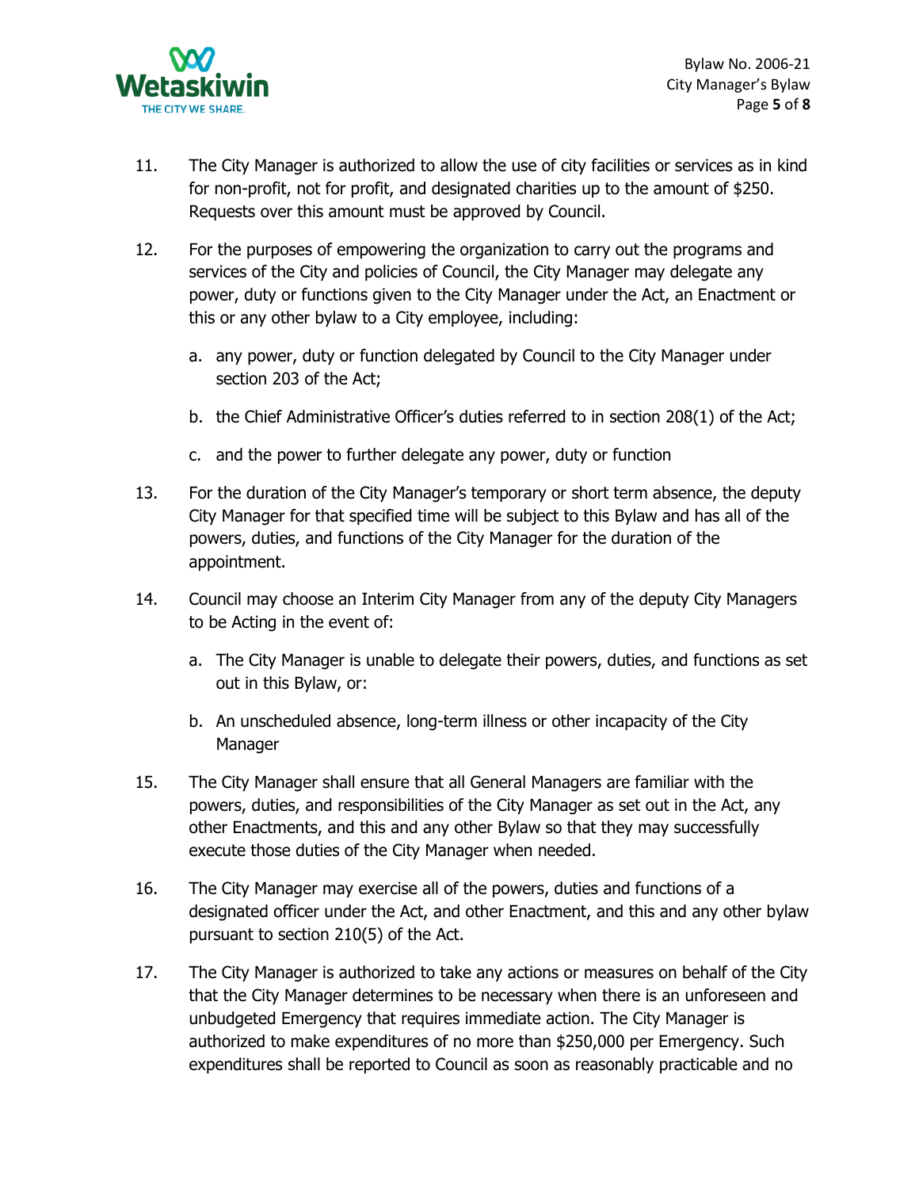11. The City Manager is authorized to allow the use of city facilities or services as in kind for non-profit, not for profit, and designated charities up to the amount of $250. Requests over this amount must be approved by Council.

12. For the purposes of empowering the organization to carry out the programs and services of the City and policies of Council, the City Manager may delegate any power, duty or functions given to the City Manager under the Act, an Enactment or this or any other bylaw to a City employee, including:

    a. any power, duty or function delegated by Council to the City Manager under section 203 of the Act;

    b. the Chief Administrative Officer's duties referred to in section 208(1) of the Act;

    c. and the power to further delegate any power, duty or function

13. For the duration of the City Manager's temporary or short term absence, the deputy City Manager for that specified time will be subject to this Bylaw and has all of the powers, duties, and functions of the City Manager for the duration of the appointment.

14. Council may choose an Interim City Manager from any of the deputy City Managers to be Acting in the event of:

    a. The City Manager is unable to delegate their powers, duties, and functions as set out in this Bylaw, or:

    b. An unscheduled absence, long-term illness or other incapacity of the City Manager

15. The City Manager shall ensure that all General Managers are familiar with the powers, duties, and responsibilities of the City Manager as set out in the Act, any other Enactments, and this and any other Bylaw so that they may successfully execute those duties of the City Manager when needed.

16. The City Manager may exercise all of the powers, duties and functions of a designated officer under the Act, and other Enactment, and this and any other bylaw pursuant to section 210(5) of the Act.

17. The City Manager is authorized to take any actions or measures on behalf of the City that the City Manager determines to be necessary when there is an unforeseen and unbudgeted Emergency that requires immediate action. The City Manager is authorized to make expenditures of no more than $250,000 per Emergency. Such expenditures shall be reported to Council as soon as reasonably practicable and no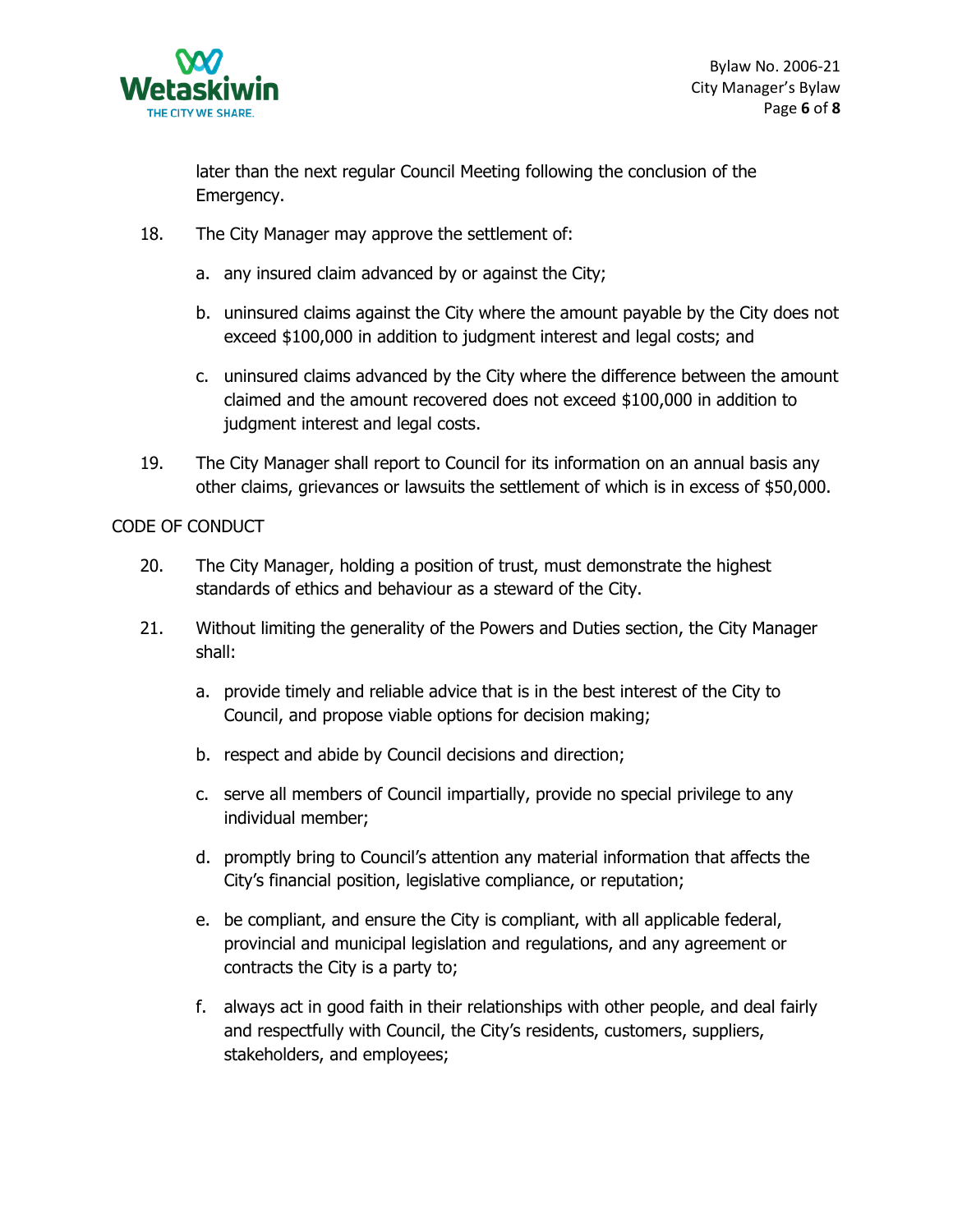later than the next regular Council Meeting following the conclusion of the Emergency.

18. The City Manager may approve the settlement of:

    a. any insured claim advanced by or against the City;

    b. uninsured claims against the City where the amount payable by the City does not exceed $100,000 in addition to judgment interest and legal costs; and

    c. uninsured claims advanced by the City where the difference between the amount claimed and the amount recovered does not exceed $100,000 in addition to judgment interest and legal costs.

19. The City Manager shall report to Council for its information on an annual basis any other claims, grievances or lawsuits the settlement of which is in excess of $50,000.

CODE OF CONDUCT

20. The City Manager, holding a position of trust, must demonstrate the highest standards of ethics and behaviour as a steward of the City.

21. Without limiting the generality of the Powers and Duties section, the City Manager shall:

    a. provide timely and reliable advice that is in the best interest of the City to Council, and propose viable options for decision making;

    b. respect and abide by Council decisions and direction;

    c. serve all members of Council impartially, provide no special privilege to any individual member;

    d. promptly bring to Council's attention any material information that affects the City's financial position, legislative compliance, or reputation;

    e. be compliant, and ensure the City is compliant, with all applicable federal, provincial and municipal legislation and regulations, and any agreement or contracts the City is a party to;

    f. always act in good faith in their relationships with other people, and deal fairly and respectfully with Council, the City's residents, customers, suppliers, stakeholders, and employees;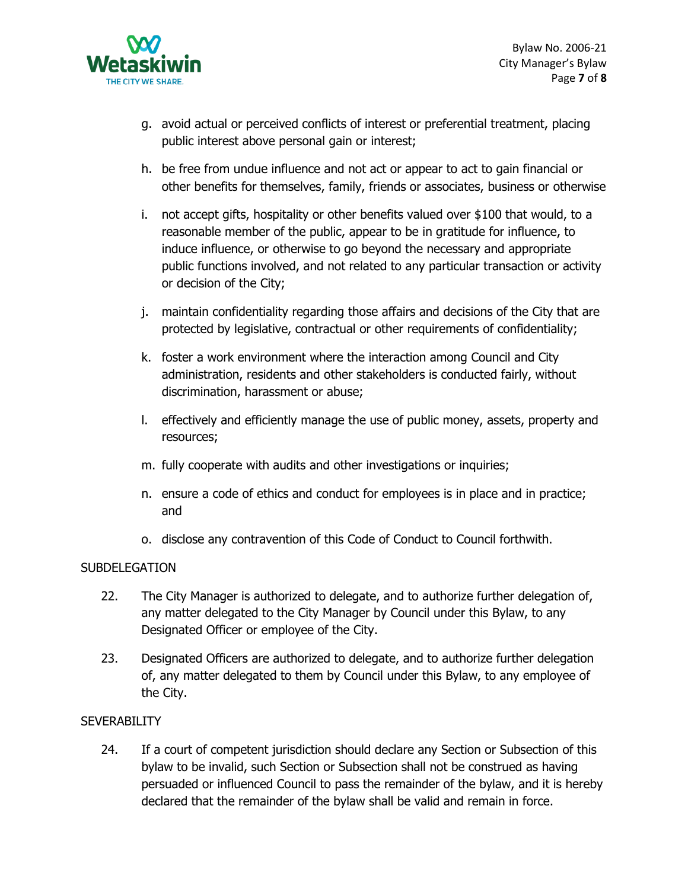g. avoid actual or perceived conflicts of interest or preferential treatment, placing public interest above personal gain or interest;

h. be free from undue influence and not act or appear to act to gain financial or other benefits for themselves, family, friends or associates, business or otherwise

i. not accept gifts, hospitality or other benefits valued over $100 that would, to a reasonable member of the public, appear to be in gratitude for influence, to induce influence, or otherwise to go beyond the necessary and appropriate public functions involved, and not related to any particular transaction or activity or decision of the City;

j. maintain confidentiality regarding those affairs and decisions of the City that are protected by legislative, contractual or other requirements of confidentiality;

k. foster a work environment where the interaction among Council and City administration, residents and other stakeholders is conducted fairly, without discrimination, harassment or abuse;

l. effectively and efficiently manage the use of public money, assets, property and resources;

m. fully cooperate with audits and other investigations or inquiries;

n. ensure a code of ethics and conduct for employees is in place and in practice; and

o. disclose any contravention of this Code of Conduct to Council forthwith.

SUBDELEGATION

22. The City Manager is authorized to delegate, and to authorize further delegation of, any matter delegated to the City Manager by Council under this Bylaw, to any Designated Officer or employee of the City.

23. Designated Officers are authorized to delegate, and to authorize further delegation of, any matter delegated to them by Council under this Bylaw, to any employee of the City.

SEVERABILITY

24. If a court of competent jurisdiction should declare any Section or Subsection of this bylaw to be invalid, such Section or Subsection shall not be construed as having persuaded or influenced Council to pass the remainder of the bylaw, and it is hereby declared that the remainder of the bylaw shall be valid and remain in force.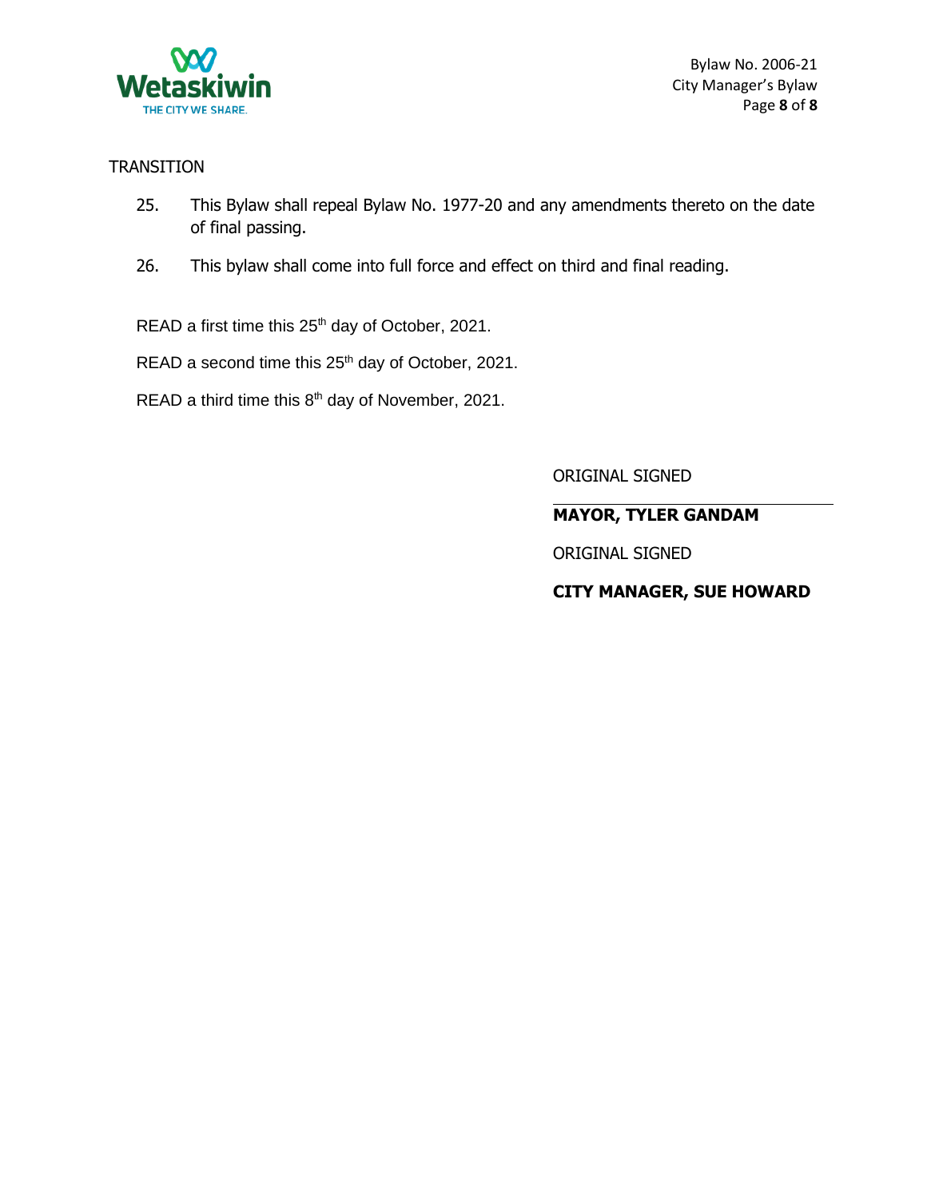TRANSITION

25. This Bylaw shall repeal Bylaw No. 1977-20 and any amendments thereto on the date of final passing.

26. This bylaw shall come into full force and effect on third and final reading.

READ a first time this 25th day of October, 2021.

READ a second time this 25th day of October, 2021.

READ a third time this 8th day of November, 2021.

ORIGINAL SIGNED

**MAYOR, TYLER GANDAM**

ORIGINAL SIGNED

**CITY MANAGER, SUE HOWARD**